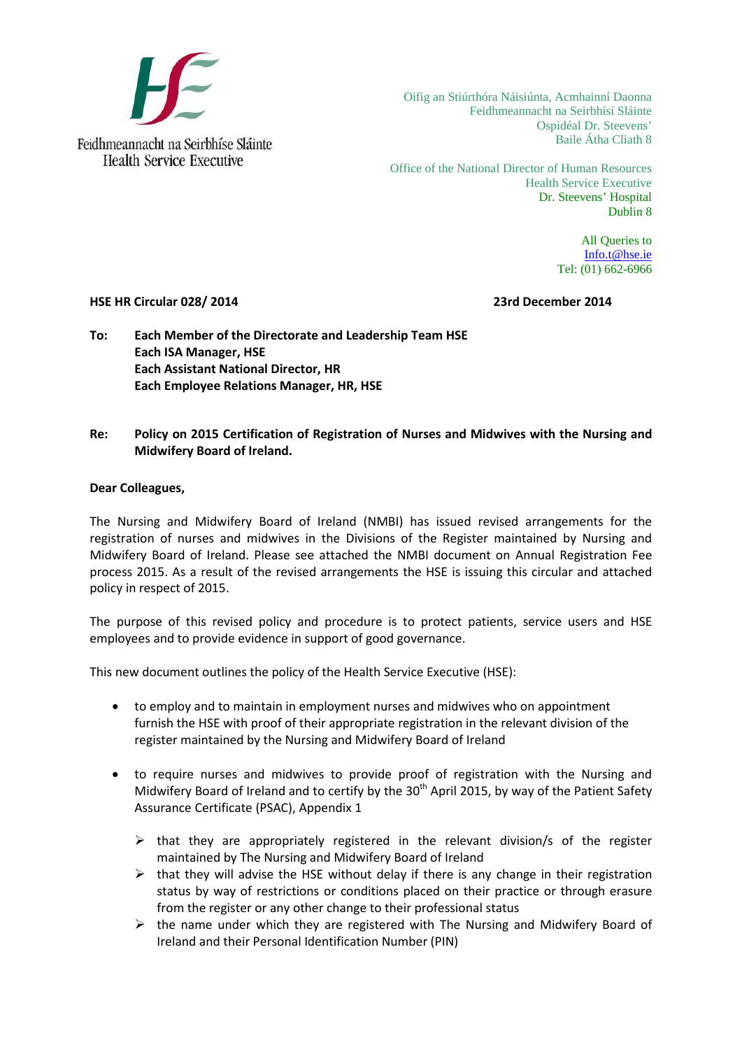Feidhmeannacht na Seirbhíse Sláinte
Health Service Executive

Oifig an Stiúrthóra Náisiúnta, Acmhainní Daonna
Feidhmeannacht na Seirbhísí Sláinte
Ospidéal Dr. Steevens'
Baile Átha Cliath 8

Office of the National Director of Human Resources
Health Service Executive
Dr. Steevens' Hospital
Dublin 8

All Queries to
Info.t@hse.ie
Tel: (01) 662-6966

**HSE HR Circular 028/ 2014** **23rd December 2014**

**To:** **Each Member of the Directorate and Leadership Team HSE**
**Each ISA Manager, HSE**
**Each Assistant National Director, HR**
**Each Employee Relations Manager, HR, HSE**

**Re:** **Policy on 2015 Certification of Registration of Nurses and Midwives with the Nursing and Midwifery Board of Ireland.**

**Dear Colleagues,**

The Nursing and Midwifery Board of Ireland (NMBI) has issued revised arrangements for the registration of nurses and midwives in the Divisions of the Register maintained by Nursing and Midwifery Board of Ireland. Please see attached the NMBI document on Annual Registration Fee process 2015. As a result of the revised arrangements the HSE is issuing this circular and attached policy in respect of 2015.

The purpose of this revised policy and procedure is to protect patients, service users and HSE employees and to provide evidence in support of good governance.

This new document outlines the policy of the Health Service Executive (HSE):

- to employ and to maintain in employment nurses and midwives who on appointment furnish the HSE with proof of their appropriate registration in the relevant division of the register maintained by the Nursing and Midwifery Board of Ireland
- to require nurses and midwives to provide proof of registration with the Nursing and Midwifery Board of Ireland and to certify by the 30th April 2015, by way of the Patient Safety Assurance Certificate (PSAC), Appendix 1
  - that they are appropriately registered in the relevant division/s of the register maintained by The Nursing and Midwifery Board of Ireland
  - that they will advise the HSE without delay if there is any change in their registration status by way of restrictions or conditions placed on their practice or through erasure from the register or any other change to their professional status
  - the name under which they are registered with The Nursing and Midwifery Board of Ireland and their Personal Identification Number (PIN)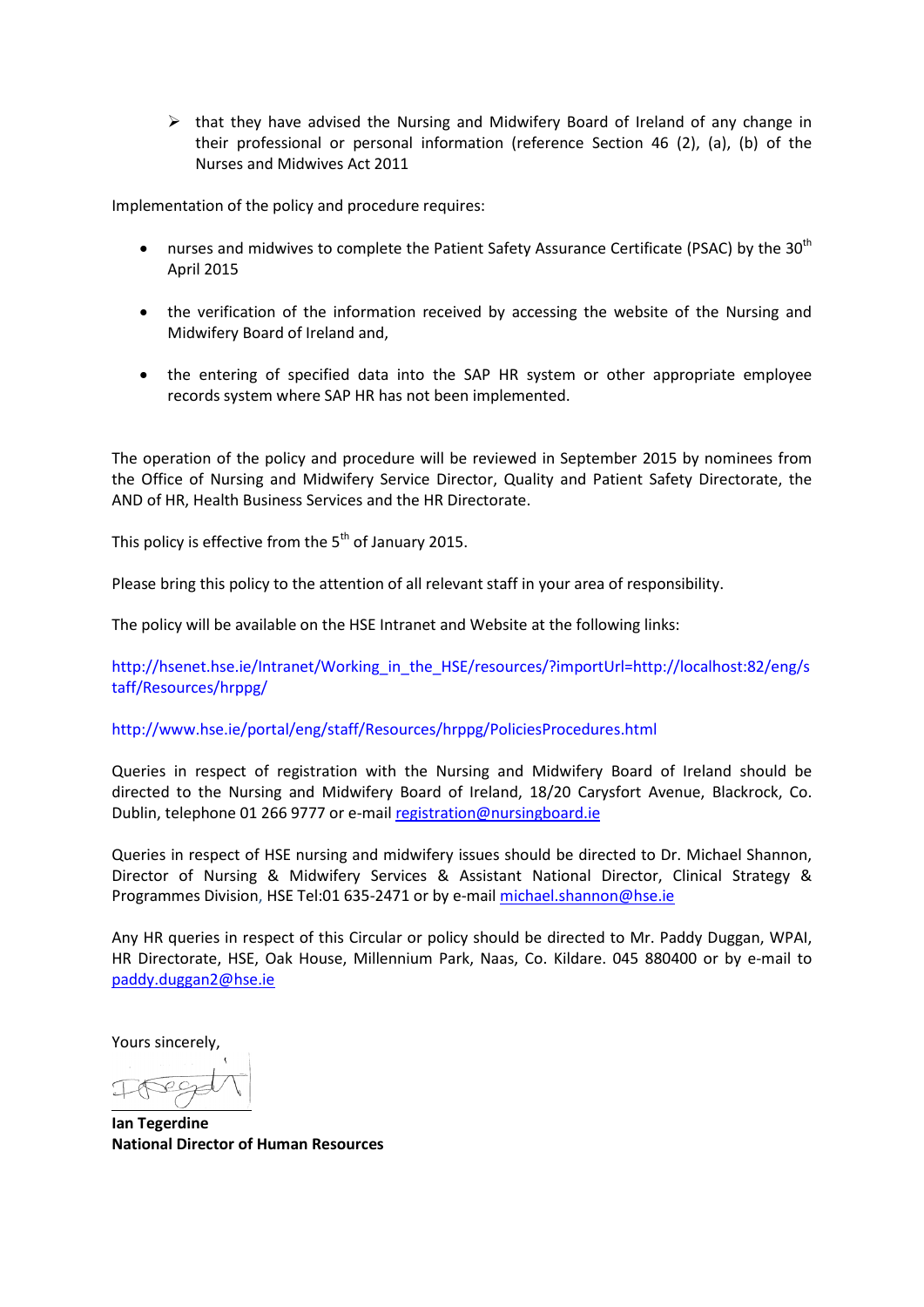- that they have advised the Nursing and Midwifery Board of Ireland of any change in their professional or personal information (reference Section 46 (2), (a), (b) of the Nurses and Midwives Act 2011

Implementation of the policy and procedure requires:

- nurses and midwives to complete the Patient Safety Assurance Certificate (PSAC) by the 30th April 2015
- the verification of the information received by accessing the website of the Nursing and Midwifery Board of Ireland and,
- the entering of specified data into the SAP HR system or other appropriate employee records system where SAP HR has not been implemented.

The operation of the policy and procedure will be reviewed in September 2015 by nominees from the Office of Nursing and Midwifery Service Director, Quality and Patient Safety Directorate, the AND of HR, Health Business Services and the HR Directorate.

This policy is effective from the 5th of January 2015.

Please bring this policy to the attention of all relevant staff in your area of responsibility.

The policy will be available on the HSE Intranet and Website at the following links:

http://hsenet.hse.ie/Intranet/Working_in_the_HSE/resources/?importUrl=http://localhost:82/eng/staff/Resources/hrppg/

http://www.hse.ie/portal/eng/staff/Resources/hrppg/PoliciesProcedures.html

Queries in respect of registration with the Nursing and Midwifery Board of Ireland should be directed to the Nursing and Midwifery Board of Ireland, 18/20 Carysfort Avenue, Blackrock, Co. Dublin, telephone 01 266 9777 or e-mail registration@nursingboard.ie

Queries in respect of HSE nursing and midwifery issues should be directed to Dr. Michael Shannon, Director of Nursing & Midwifery Services & Assistant National Director, Clinical Strategy & Programmes Division, HSE Tel:01 635-2471 or by e-mail michael.shannon@hse.ie

Any HR queries in respect of this Circular or policy should be directed to Mr. Paddy Duggan, WPAI, HR Directorate, HSE, Oak House, Millennium Park, Naas, Co. Kildare. 045 880400 or by e-mail to paddy.duggan2@hse.ie

Yours sincerely,

**Ian Tegerdine**
**National Director of Human Resources**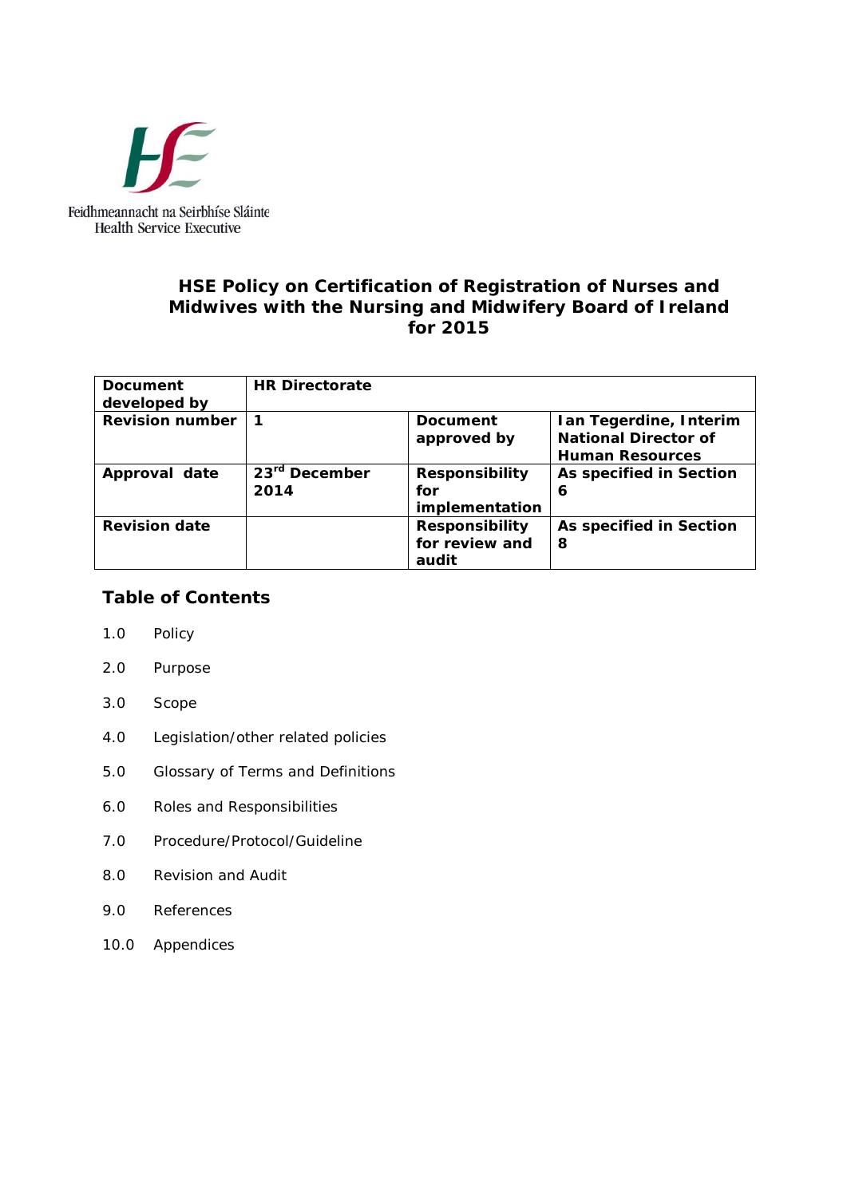Feidhmeannacht na Seirbhíse Sláinte
Health Service Executive

# HSE Policy on Certification of Registration of Nurses and Midwives with the Nursing and Midwifery Board of Ireland for 2015

| **Document developed by** | **HR Directorate** | | |
|---|---|---|---|
| **Revision number** | **1** | **Document approved by** | **Ian Tegerdine, Interim National Director of Human Resources** |
| **Approval date** | **23rd December 2014** | **Responsibility for implementation** | **As specified in Section 6** |
| **Revision date** | | **Responsibility for review and audit** | **As specified in Section 8** |

## Table of Contents

1.0 Policy

2.0 Purpose

3.0 Scope

4.0 Legislation/other related policies

5.0 Glossary of Terms and Definitions

6.0 Roles and Responsibilities

7.0 Procedure/Protocol/Guideline

8.0 Revision and Audit

9.0 References

10.0 Appendices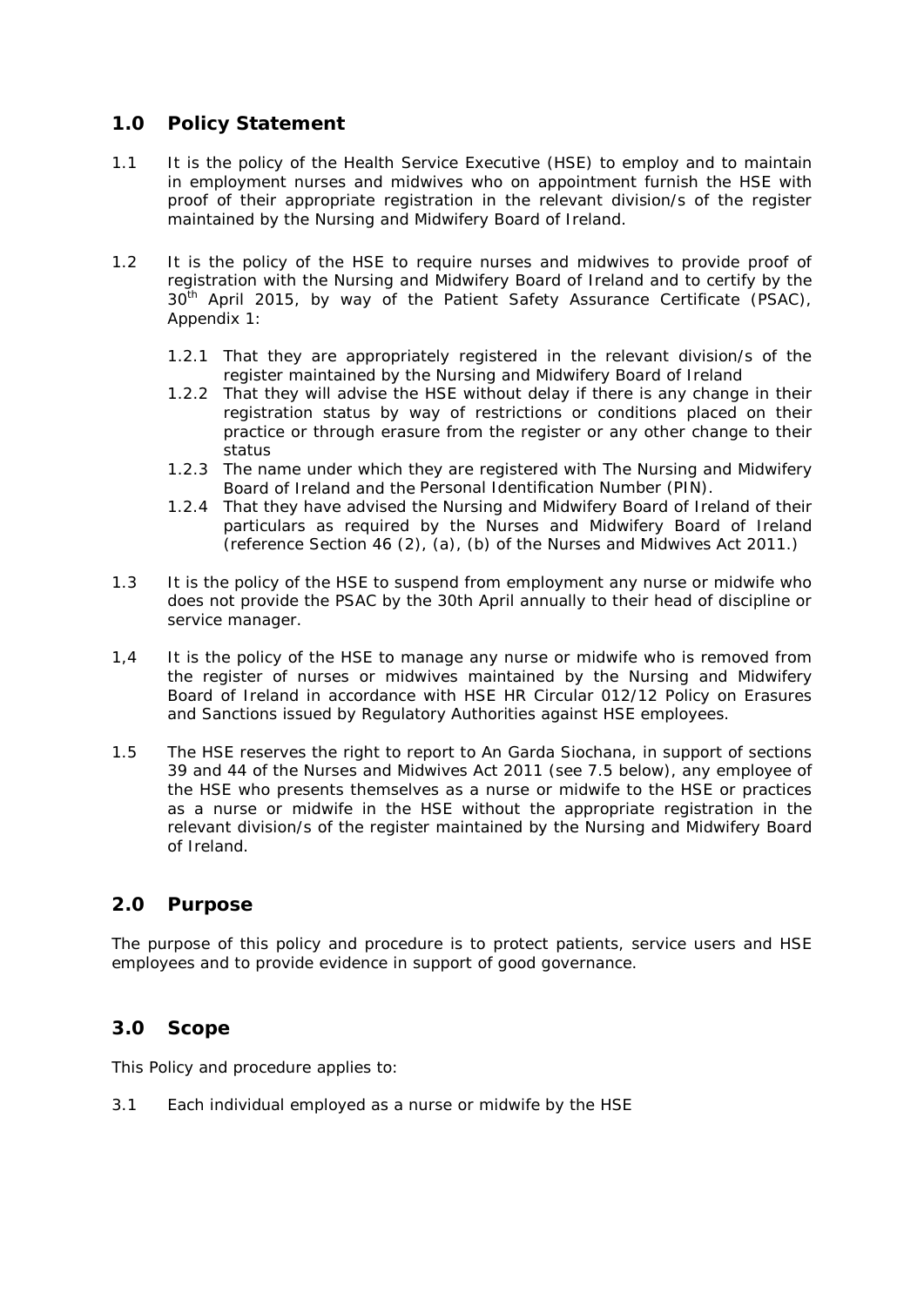## 1.0 Policy Statement

1.1 It is the policy of the Health Service Executive (HSE) to employ and to maintain in employment nurses and midwives who on appointment furnish the HSE with proof of their appropriate registration in the relevant division/s of the register maintained by the Nursing and Midwifery Board of Ireland.

1.2 It is the policy of the HSE to require nurses and midwives to provide proof of registration with the Nursing and Midwifery Board of Ireland and to certify by the 30th April 2015, by way of the Patient Safety Assurance Certificate (PSAC), Appendix 1:

- 1.2.1 That they are appropriately registered in the relevant division/s of the register maintained by the Nursing and Midwifery Board of Ireland
- 1.2.2 That they will advise the HSE without delay if there is any change in their registration status by way of restrictions or conditions placed on their practice or through erasure from the register or any other change to their status
- 1.2.3 The name under which they are registered with The Nursing and Midwifery Board of Ireland and the Personal Identification Number (PIN).
- 1.2.4 That they have advised the Nursing and Midwifery Board of Ireland of their particulars as required by the Nurses and Midwifery Board of Ireland (reference Section 46 (2), (a), (b) of the Nurses and Midwives Act 2011.)

1.3 It is the policy of the HSE to suspend from employment any nurse or midwife who does not provide the PSAC by the 30th April annually to their head of discipline or service manager.

1,4 It is the policy of the HSE to manage any nurse or midwife who is removed from the register of nurses or midwives maintained by the Nursing and Midwifery Board of Ireland in accordance with HSE HR Circular 012/12 Policy on Erasures and Sanctions issued by Regulatory Authorities against HSE employees.

1.5 The HSE reserves the right to report to An Garda Siochana, in support of sections 39 and 44 of the Nurses and Midwives Act 2011 (see 7.5 below), any employee of the HSE who presents themselves as a nurse or midwife to the HSE or practices as a nurse or midwife in the HSE without the appropriate registration in the relevant division/s of the register maintained by the Nursing and Midwifery Board of Ireland.

## 2.0 Purpose

The purpose of this policy and procedure is to protect patients, service users and HSE employees and to provide evidence in support of good governance.

## 3.0 Scope

This Policy and procedure applies to:

3.1 Each individual employed as a nurse or midwife by the HSE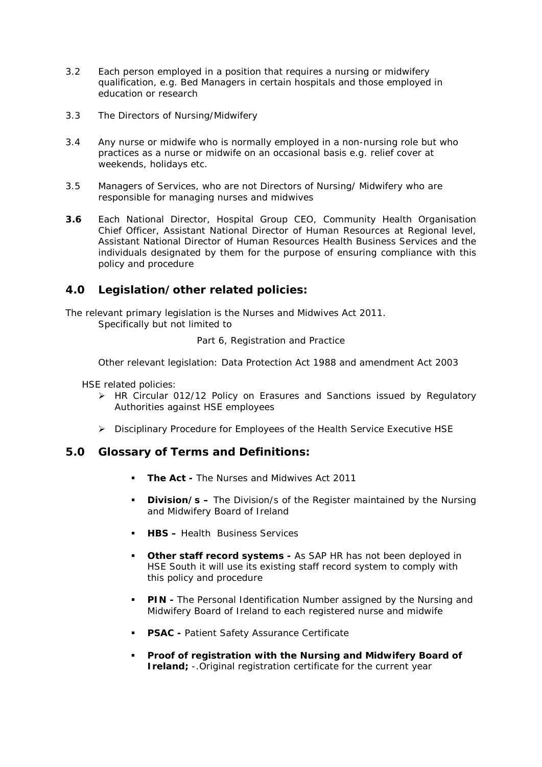3.2 Each person employed in a position that requires a nursing or midwifery qualification, e.g. Bed Managers in certain hospitals and those employed in education or research

3.3 The Directors of Nursing/Midwifery

3.4 Any nurse or midwife who is normally employed in a non-nursing role but who practices as a nurse or midwife on an occasional basis e.g. relief cover at weekends, holidays etc.

3.5 Managers of Services, who are not Directors of Nursing/ Midwifery who are responsible for managing nurses and midwives

**3.6** Each National Director, Hospital Group CEO, Community Health Organisation Chief Officer, Assistant National Director of Human Resources at Regional level, Assistant National Director of Human Resources Health Business Services and the individuals designated by them for the purpose of ensuring compliance with this policy and procedure

## 4.0 Legislation/other related policies:

The relevant primary legislation is the Nurses and Midwives Act 2011.
Specifically but not limited to

Part 6, Registration and Practice

Other relevant legislation: Data Protection Act 1988 and amendment Act 2003

HSE related policies:

- HR Circular 012/12 Policy on Erasures and Sanctions issued by Regulatory Authorities against HSE employees
- Disciplinary Procedure for Employees of the Health Service Executive HSE

## 5.0 Glossary of Terms and Definitions:

- **The Act -** The Nurses and Midwives Act 2011
- **Division/s –** The Division/s of the Register maintained by the Nursing and Midwifery Board of Ireland
- **HBS –** Health Business Services
- **Other staff record systems -** As SAP HR has not been deployed in HSE South it will use its existing staff record system to comply with this policy and procedure
- **PIN -** The Personal Identification Number assigned by the Nursing and Midwifery Board of Ireland to each registered nurse and midwife
- **PSAC -** Patient Safety Assurance Certificate
- **Proof of registration with the Nursing and Midwifery Board of Ireland;** -.Original registration certificate for the current year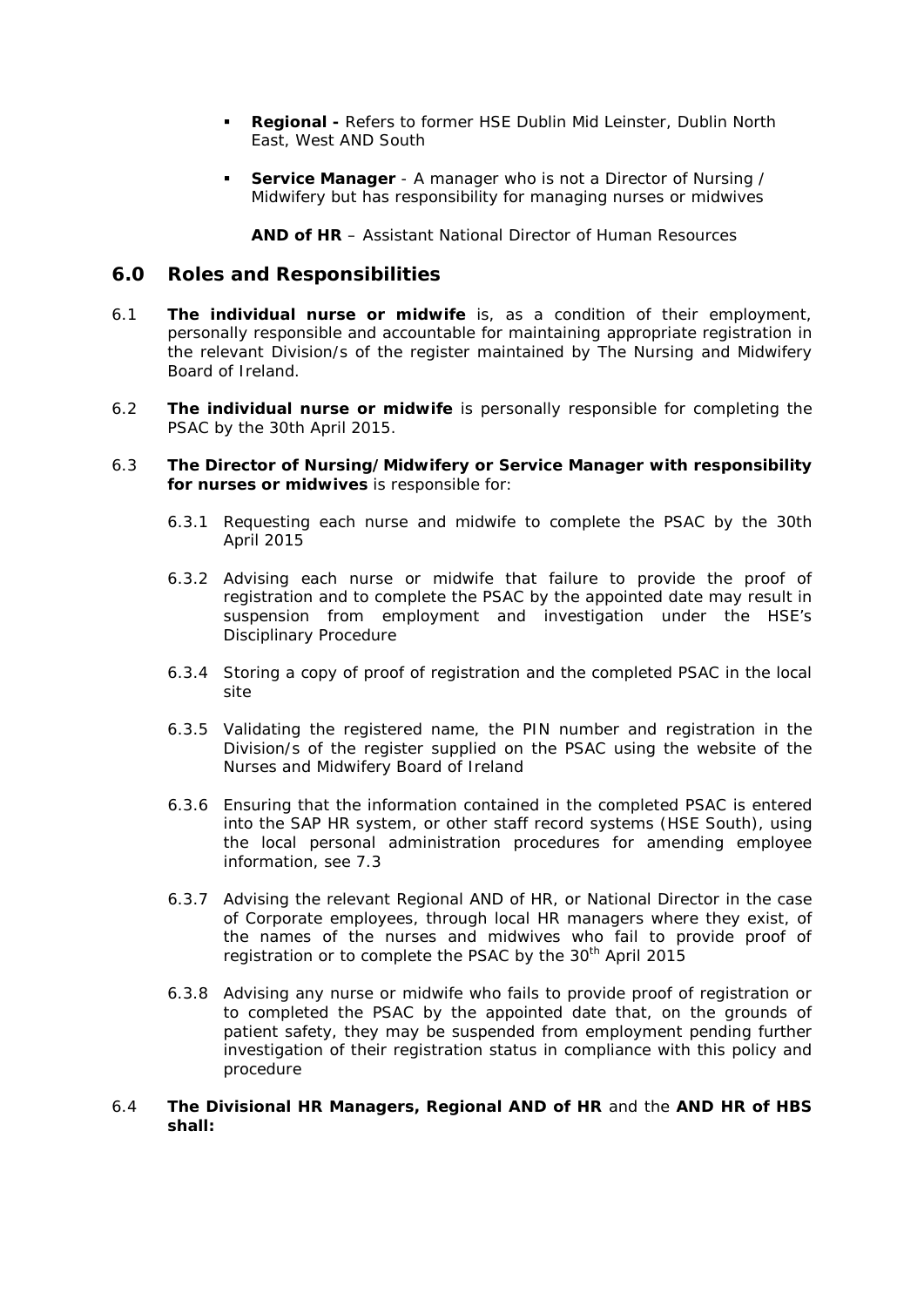- **Regional -** Refers to former HSE Dublin Mid Leinster, Dublin North East, West AND South
- **Service Manager** - A manager who is not a Director of Nursing / Midwifery but has responsibility for managing nurses or midwives

  **AND of HR** – Assistant National Director of Human Resources

## 6.0 Roles and Responsibilities

6.1 **The individual nurse or midwife** is, as a condition of their employment, personally responsible and accountable for maintaining appropriate registration in the relevant Division/s of the register maintained by The Nursing and Midwifery Board of Ireland.

6.2 **The individual nurse or midwife** is personally responsible for completing the PSAC by the 30th April 2015.

6.3 **The Director of Nursing/Midwifery or Service Manager with responsibility for nurses or midwives** is responsible for:

6.3.1 Requesting each nurse and midwife to complete the PSAC by the 30th April 2015

6.3.2 Advising each nurse or midwife that failure to provide the proof of registration and to complete the PSAC by the appointed date may result in suspension from employment and investigation under the HSE's Disciplinary Procedure

6.3.4 Storing a copy of proof of registration and the completed PSAC in the local site

6.3.5 Validating the registered name, the PIN number and registration in the Division/s of the register supplied on the PSAC using the website of the Nurses and Midwifery Board of Ireland

6.3.6 Ensuring that the information contained in the completed PSAC is entered into the SAP HR system, or other staff record systems (HSE South), using the local personal administration procedures for amending employee information, see 7.3

6.3.7 Advising the relevant Regional AND of HR, or National Director in the case of Corporate employees, through local HR managers where they exist, of the names of the nurses and midwives who fail to provide proof of registration or to complete the PSAC by the 30th April 2015

6.3.8 Advising any nurse or midwife who fails to provide proof of registration or to completed the PSAC by the appointed date that, on the grounds of patient safety, they may be suspended from employment pending further investigation of their registration status in compliance with this policy and procedure

6.4 **The Divisional HR Managers, Regional AND of HR** and the **AND HR of HBS shall:**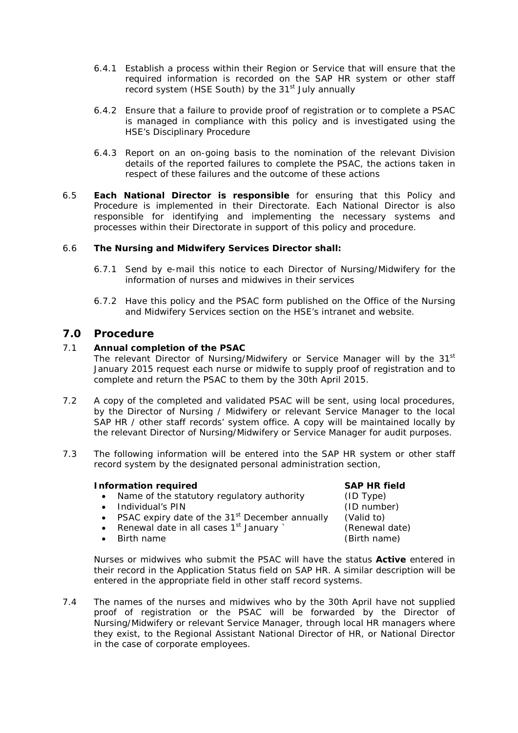6.4.1 Establish a process within their Region or Service that will ensure that the required information is recorded on the SAP HR system or other staff record system (HSE South) by the 31st July annually

6.4.2 Ensure that a failure to provide proof of registration or to complete a PSAC is managed in compliance with this policy and is investigated using the HSE's Disciplinary Procedure

6.4.3 Report on an on-going basis to the nomination of the relevant Division details of the reported failures to complete the PSAC, the actions taken in respect of these failures and the outcome of these actions

6.5 **Each National Director is responsible** for ensuring that this Policy and Procedure is implemented in their Directorate. Each National Director is also responsible for identifying and implementing the necessary systems and processes within their Directorate in support of this policy and procedure.

6.6 **The Nursing and Midwifery Services Director shall:**

6.7.1 Send by e-mail this notice to each Director of Nursing/Midwifery for the information of nurses and midwives in their services

6.7.2 Have this policy and the PSAC form published on the Office of the Nursing and Midwifery Services section on the HSE's intranet and website.

## 7.0 Procedure

7.1 **Annual completion of the PSAC**
The relevant Director of Nursing/Midwifery or Service Manager will by the 31st January 2015 request each nurse or midwife to supply proof of registration and to complete and return the PSAC to them by the 30th April 2015.

7.2 A copy of the completed and validated PSAC will be sent, using local procedures, by the Director of Nursing / Midwifery or relevant Service Manager to the local SAP HR / other staff records' system office. A copy will be maintained locally by the relevant Director of Nursing/Midwifery or Service Manager for audit purposes.

7.3 The following information will be entered into the SAP HR system or other staff record system by the designated personal administration section,

| **Information required** | **SAP HR field** |
|---|---|
| • Name of the statutory regulatory authority | (ID Type) |
| • Individual's PIN | (ID number) |
| • PSAC expiry date of the 31st December annually | (Valid to) |
| • Renewal date in all cases 1st January ` | (Renewal date) |
| • Birth name | (Birth name) |

Nurses or midwives who submit the PSAC will have the status **Active** entered in their record in the Application Status field on SAP HR. A similar description will be entered in the appropriate field in other staff record systems.

7.4 The names of the nurses and midwives who by the 30th April have not supplied proof of registration or the PSAC will be forwarded by the Director of Nursing/Midwifery or relevant Service Manager, through local HR managers where they exist, to the Regional Assistant National Director of HR, or National Director in the case of corporate employees.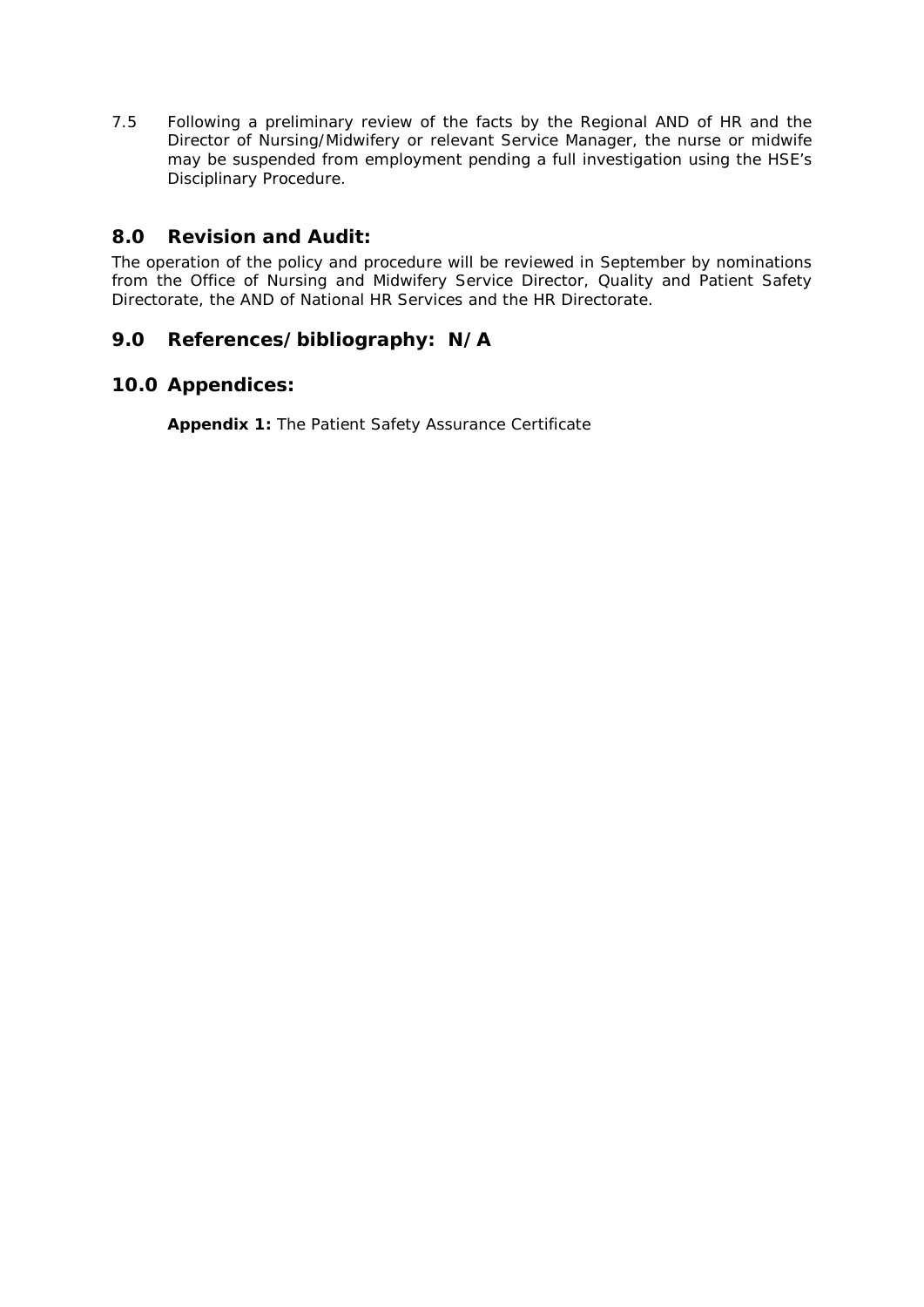7.5 Following a preliminary review of the facts by the Regional AND of HR and the Director of Nursing/Midwifery or relevant Service Manager, the nurse or midwife may be suspended from employment pending a full investigation using the HSE's Disciplinary Procedure.

## 8.0 Revision and Audit:

The operation of the policy and procedure will be reviewed in September by nominations from the Office of Nursing and Midwifery Service Director, Quality and Patient Safety Directorate, the AND of National HR Services and the HR Directorate.

## 9.0 References/bibliography: N/A

## 10.0 Appendices:

**Appendix 1:** The Patient Safety Assurance Certificate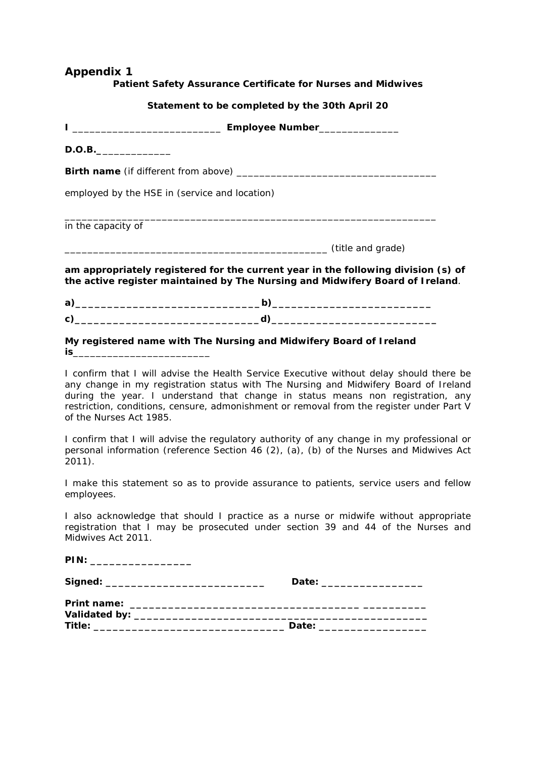## Appendix 1

**Patient Safety Assurance Certificate for Nurses and Midwives**

**Statement to be completed by the 30th April 20**

**I** ___________________________ **Employee Number**______________

**D.O.B.**_____________

**Birth name** (if different from above) ___________________________________

employed by the HSE in (service and location)

_________________________________________________________________

in the capacity of

_______________________________________________ (title and grade)

**am appropriately registered for the current year in the following division (s) of the active register maintained by The Nursing and Midwifery Board of Ireland**.

**a)**______________________________**b)**__________________________

**c)**______________________________**d)**___________________________

**My registered name with The Nursing and Midwifery Board of Ireland is**________________________

I confirm that I will advise the Health Service Executive without delay should there be any change in my registration status with The Nursing and Midwifery Board of Ireland during the year. I understand that change in status means non registration, any restriction, conditions, censure, admonishment or removal from the register under Part V of the Nurses Act 1985.

I confirm that I will advise the regulatory authority of any change in my professional or personal information (reference Section 46 (2), (a), (b) of the Nurses and Midwives Act 2011).

I make this statement so as to provide assurance to patients, service users and fellow employees.

I also acknowledge that should I practice as a nurse or midwife without appropriate registration that I may be prosecuted under section 39 and 44 of the Nurses and Midwives Act 2011.

**PIN:** ________________

**Signed:** ___________________________ **Date:** ________________

**Print name:** _____________________________________ __________

**Validated by:** _________________________________________________

**Title:** ________________________________ **Date:** ________________